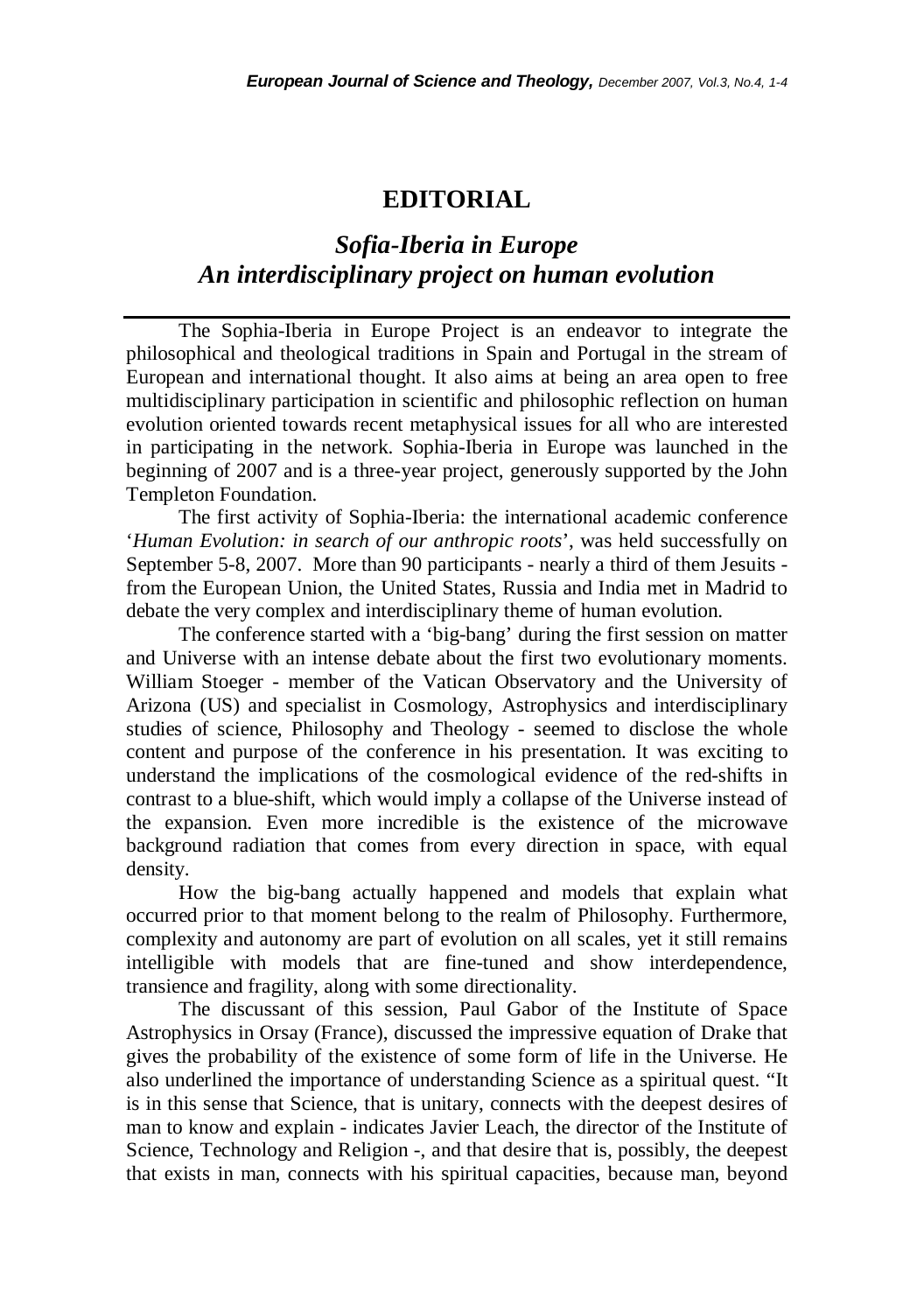# EDITORIAL

## *Sofia-Iberia in Europe*
## *An interdisciplinary project on human evolution*

The Sophia-Iberia in Europe Project is an endeavor to integrate the philosophical and theological traditions in Spain and Portugal in the stream of European and international thought. It also aims at being an area open to free multidisciplinary participation in scientific and philosophic reflection on human evolution oriented towards recent metaphysical issues for all who are interested in participating in the network. Sophia-Iberia in Europe was launched in the beginning of 2007 and is a three-year project, generously supported by the John Templeton Foundation.

The first activity of Sophia-Iberia: the international academic conference '*Human Evolution: in search of our anthropic roots*', was held successfully on September 5-8, 2007. More than 90 participants - nearly a third of them Jesuits - from the European Union, the United States, Russia and India met in Madrid to debate the very complex and interdisciplinary theme of human evolution.

The conference started with a 'big-bang' during the first session on matter and Universe with an intense debate about the first two evolutionary moments. William Stoeger - member of the Vatican Observatory and the University of Arizona (US) and specialist in Cosmology, Astrophysics and interdisciplinary studies of science, Philosophy and Theology - seemed to disclose the whole content and purpose of the conference in his presentation. It was exciting to understand the implications of the cosmological evidence of the red-shifts in contrast to a blue-shift, which would imply a collapse of the Universe instead of the expansion. Even more incredible is the existence of the microwave background radiation that comes from every direction in space, with equal density.

How the big-bang actually happened and models that explain what occurred prior to that moment belong to the realm of Philosophy. Furthermore, complexity and autonomy are part of evolution on all scales, yet it still remains intelligible with models that are fine-tuned and show interdependence, transience and fragility, along with some directionality.

The discussant of this session, Paul Gabor of the Institute of Space Astrophysics in Orsay (France), discussed the impressive equation of Drake that gives the probability of the existence of some form of life in the Universe. He also underlined the importance of understanding Science as a spiritual quest. "It is in this sense that Science, that is unitary, connects with the deepest desires of man to know and explain - indicates Javier Leach, the director of the Institute of Science, Technology and Religion -, and that desire that is, possibly, the deepest that exists in man, connects with his spiritual capacities, because man, beyond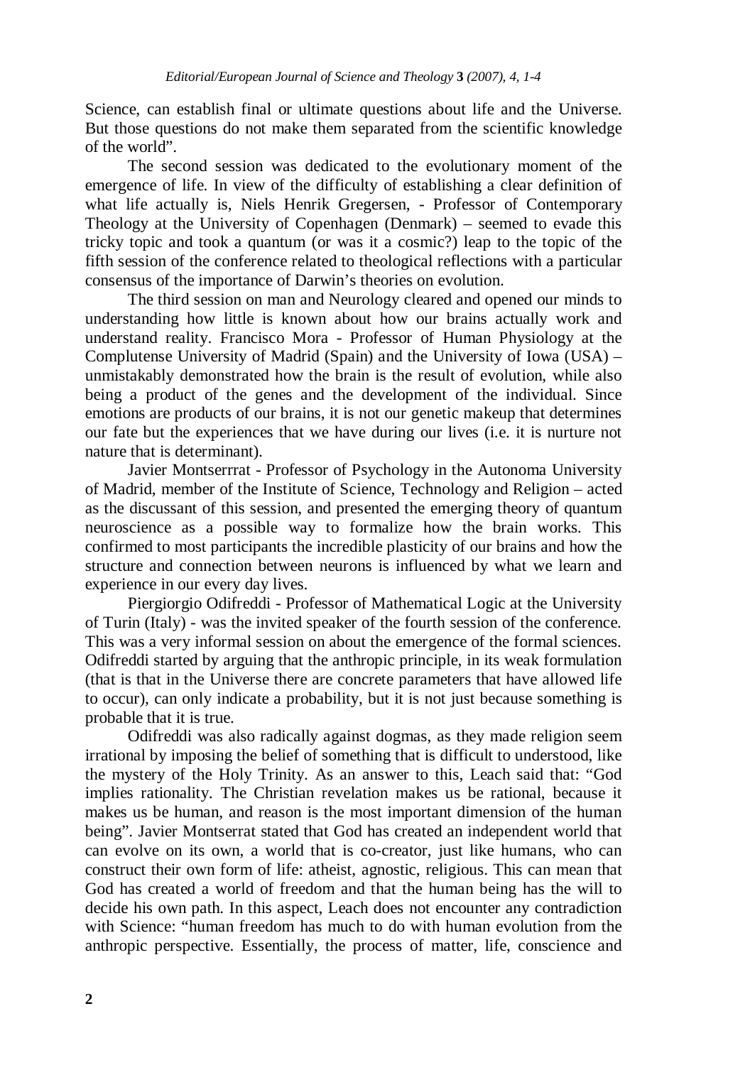Science, can establish final or ultimate questions about life and the Universe. But those questions do not make them separated from the scientific knowledge of the world".

The second session was dedicated to the evolutionary moment of the emergence of life. In view of the difficulty of establishing a clear definition of what life actually is, Niels Henrik Gregersen, - Professor of Contemporary Theology at the University of Copenhagen (Denmark) – seemed to evade this tricky topic and took a quantum (or was it a cosmic?) leap to the topic of the fifth session of the conference related to theological reflections with a particular consensus of the importance of Darwin's theories on evolution.

The third session on man and Neurology cleared and opened our minds to understanding how little is known about how our brains actually work and understand reality. Francisco Mora - Professor of Human Physiology at the Complutense University of Madrid (Spain) and the University of Iowa (USA) – unmistakably demonstrated how the brain is the result of evolution, while also being a product of the genes and the development of the individual. Since emotions are products of our brains, it is not our genetic makeup that determines our fate but the experiences that we have during our lives (i.e. it is nurture not nature that is determinant).

Javier Montserrrat - Professor of Psychology in the Autonoma University of Madrid, member of the Institute of Science, Technology and Religion – acted as the discussant of this session, and presented the emerging theory of quantum neuroscience as a possible way to formalize how the brain works. This confirmed to most participants the incredible plasticity of our brains and how the structure and connection between neurons is influenced by what we learn and experience in our every day lives.

Piergiorgio Odifreddi - Professor of Mathematical Logic at the University of Turin (Italy) - was the invited speaker of the fourth session of the conference. This was a very informal session on about the emergence of the formal sciences. Odifreddi started by arguing that the anthropic principle, in its weak formulation (that is that in the Universe there are concrete parameters that have allowed life to occur), can only indicate a probability, but it is not just because something is probable that it is true.

Odifreddi was also radically against dogmas, as they made religion seem irrational by imposing the belief of something that is difficult to understood, like the mystery of the Holy Trinity. As an answer to this, Leach said that: "God implies rationality. The Christian revelation makes us be rational, because it makes us be human, and reason is the most important dimension of the human being". Javier Montserrat stated that God has created an independent world that can evolve on its own, a world that is co-creator, just like humans, who can construct their own form of life: atheist, agnostic, religious. This can mean that God has created a world of freedom and that the human being has the will to decide his own path. In this aspect, Leach does not encounter any contradiction with Science: "human freedom has much to do with human evolution from the anthropic perspective. Essentially, the process of matter, life, conscience and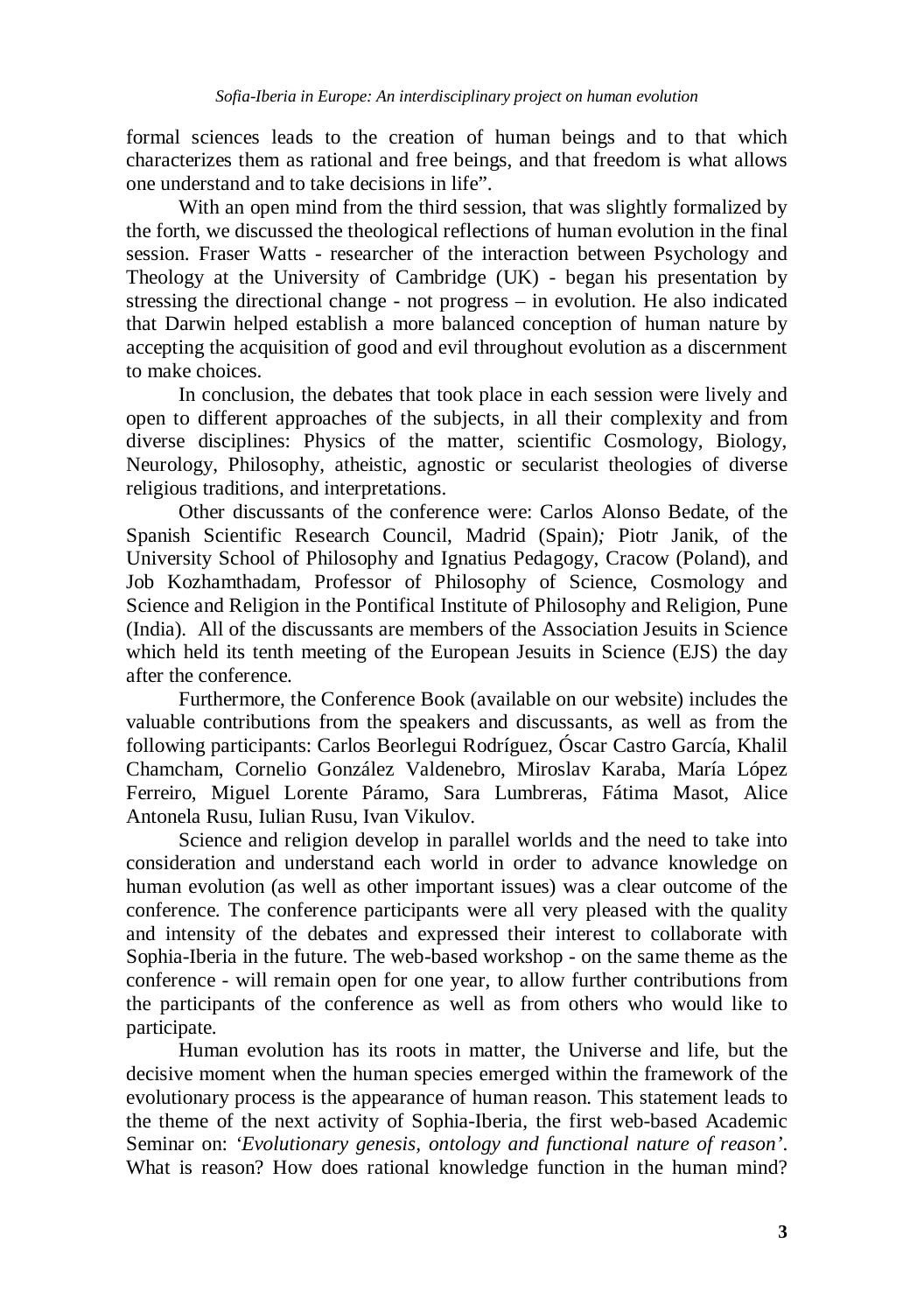formal sciences leads to the creation of human beings and to that which characterizes them as rational and free beings, and that freedom is what allows one understand and to take decisions in life".

With an open mind from the third session, that was slightly formalized by the forth, we discussed the theological reflections of human evolution in the final session. Fraser Watts - researcher of the interaction between Psychology and Theology at the University of Cambridge (UK) - began his presentation by stressing the directional change - not progress – in evolution. He also indicated that Darwin helped establish a more balanced conception of human nature by accepting the acquisition of good and evil throughout evolution as a discernment to make choices.

In conclusion, the debates that took place in each session were lively and open to different approaches of the subjects, in all their complexity and from diverse disciplines: Physics of the matter, scientific Cosmology, Biology, Neurology, Philosophy, atheistic, agnostic or secularist theologies of diverse religious traditions, and interpretations.

Other discussants of the conference were: Carlos Alonso Bedate, of the Spanish Scientific Research Council, Madrid (Spain)*;* Piotr Janik, of the University School of Philosophy and Ignatius Pedagogy, Cracow (Poland), and Job Kozhamthadam, Professor of Philosophy of Science, Cosmology and Science and Religion in the Pontifical Institute of Philosophy and Religion, Pune (India). All of the discussants are members of the Association Jesuits in Science which held its tenth meeting of the European Jesuits in Science (EJS) the day after the conference.

Furthermore, the Conference Book (available on our website) includes the valuable contributions from the speakers and discussants, as well as from the following participants: Carlos Beorlegui Rodríguez, Óscar Castro García, Khalil Chamcham, Cornelio González Valdenebro, Miroslav Karaba, María López Ferreiro, Miguel Lorente Páramo, Sara Lumbreras, Fátima Masot, Alice Antonela Rusu, Iulian Rusu, Ivan Vikulov.

Science and religion develop in parallel worlds and the need to take into consideration and understand each world in order to advance knowledge on human evolution (as well as other important issues) was a clear outcome of the conference. The conference participants were all very pleased with the quality and intensity of the debates and expressed their interest to collaborate with Sophia-Iberia in the future. The web-based workshop - on the same theme as the conference - will remain open for one year, to allow further contributions from the participants of the conference as well as from others who would like to participate.

Human evolution has its roots in matter, the Universe and life, but the decisive moment when the human species emerged within the framework of the evolutionary process is the appearance of human reason. This statement leads to the theme of the next activity of Sophia-Iberia, the first web-based Academic Seminar on: *'Evolutionary genesis, ontology and functional nature of reason'*. What is reason? How does rational knowledge function in the human mind?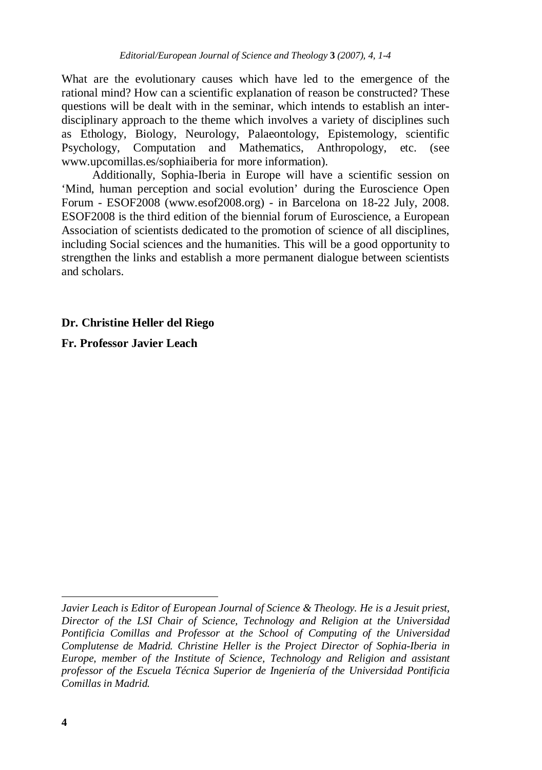What are the evolutionary causes which have led to the emergence of the rational mind? How can a scientific explanation of reason be constructed? These questions will be dealt with in the seminar, which intends to establish an inter-disciplinary approach to the theme which involves a variety of disciplines such as Ethology, Biology, Neurology, Palaeontology, Epistemology, scientific Psychology, Computation and Mathematics, Anthropology, etc. (see www.upcomillas.es/sophiaiberia for more information).

Additionally, Sophia-Iberia in Europe will have a scientific session on 'Mind, human perception and social evolution' during the Euroscience Open Forum - ESOF2008 (www.esof2008.org) - in Barcelona on 18-22 July, 2008. ESOF2008 is the third edition of the biennial forum of Euroscience, a European Association of scientists dedicated to the promotion of science of all disciplines, including Social sciences and the humanities. This will be a good opportunity to strengthen the links and establish a more permanent dialogue between scientists and scholars.

**Dr. Christine Heller del Riego**

**Fr. Professor Javier Leach**

---

*Javier Leach is Editor of European Journal of Science & Theology. He is a Jesuit priest, Director of the LSI Chair of Science, Technology and Religion at the Universidad Pontificia Comillas and Professor at the School of Computing of the Universidad Complutense de Madrid. Christine Heller is the Project Director of Sophia-Iberia in Europe, member of the Institute of Science, Technology and Religion and assistant professor of the Escuela Técnica Superior de Ingeniería of the Universidad Pontificia Comillas in Madrid.*